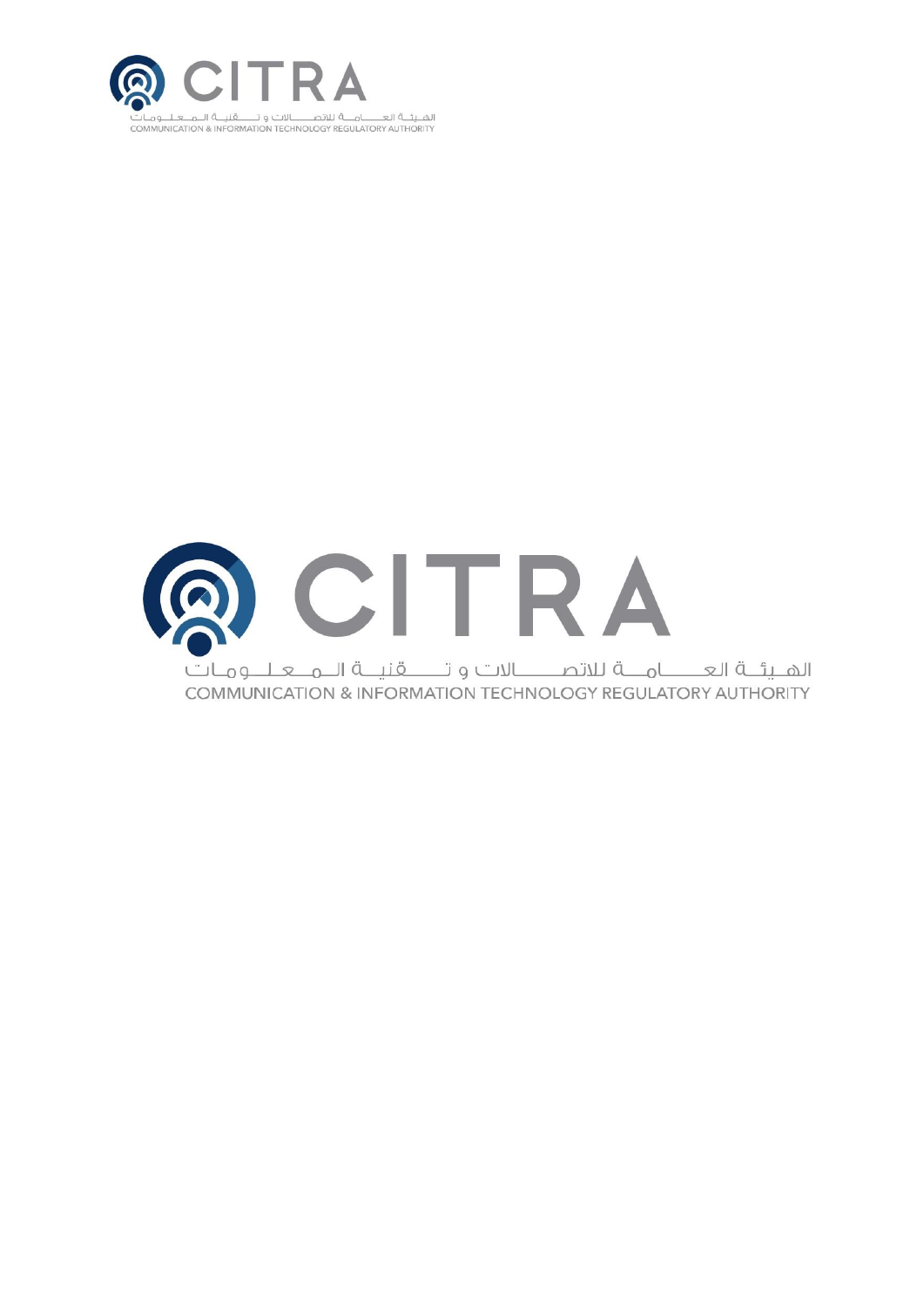CITRA

الهيئة العامة للاتصالات و تقنية المعلومات
COMMUNICATION & INFORMATION TECHNOLOGY REGULATORY AUTHORITY

CITRA

الهيئة العامة للاتصالات و تقنية المعلومات
COMMUNICATION & INFORMATION TECHNOLOGY REGULATORY AUTHORITY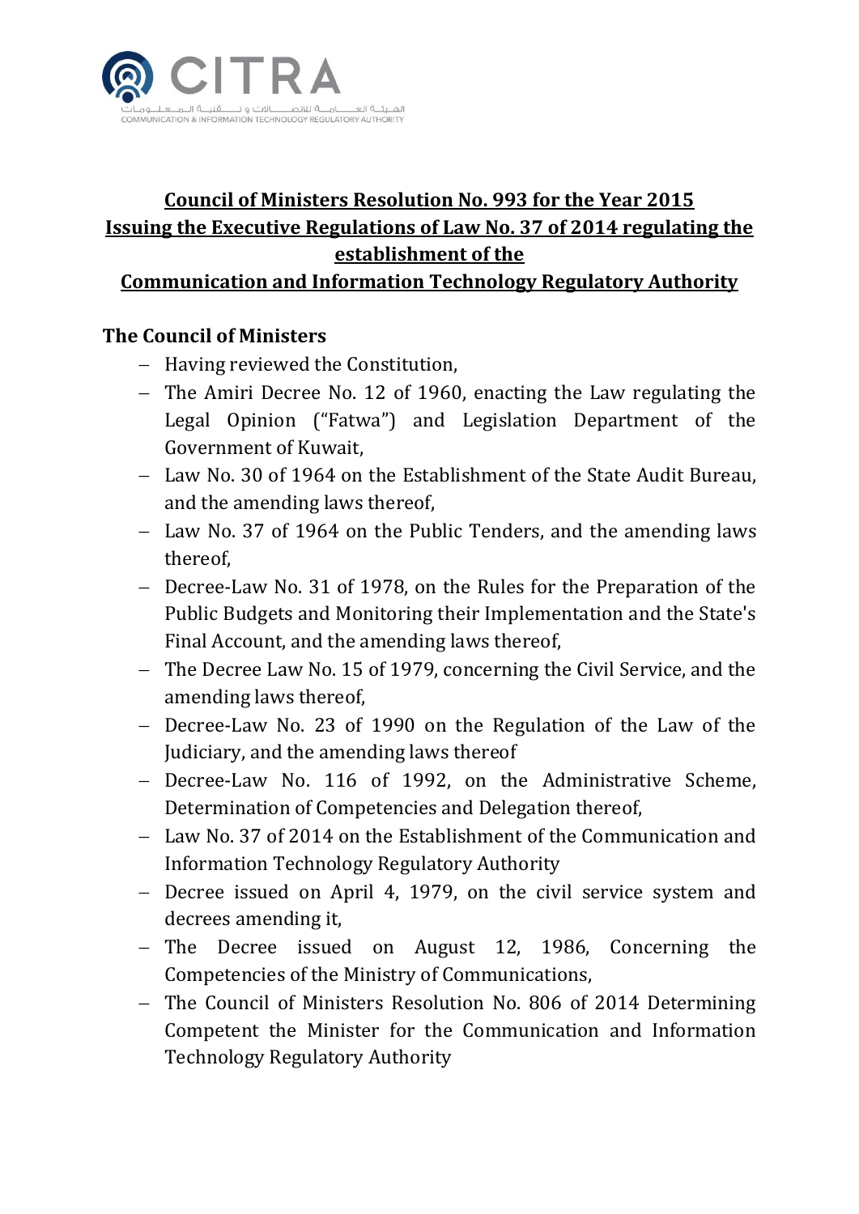## Council of Ministers Resolution No. 993 for the Year 2015
## Issuing the Executive Regulations of Law No. 37 of 2014 regulating the establishment of the Communication and Information Technology Regulatory Authority

**The Council of Ministers**

- Having reviewed the Constitution,
- The Amiri Decree No. 12 of 1960, enacting the Law regulating the Legal Opinion ("Fatwa") and Legislation Department of the Government of Kuwait,
- Law No. 30 of 1964 on the Establishment of the State Audit Bureau, and the amending laws thereof,
- Law No. 37 of 1964 on the Public Tenders, and the amending laws thereof,
- Decree-Law No. 31 of 1978, on the Rules for the Preparation of the Public Budgets and Monitoring their Implementation and the State's Final Account, and the amending laws thereof,
- The Decree Law No. 15 of 1979, concerning the Civil Service, and the amending laws thereof,
- Decree-Law No. 23 of 1990 on the Regulation of the Law of the Judiciary, and the amending laws thereof
- Decree-Law No. 116 of 1992, on the Administrative Scheme, Determination of Competencies and Delegation thereof,
- Law No. 37 of 2014 on the Establishment of the Communication and Information Technology Regulatory Authority
- Decree issued on April 4, 1979, on the civil service system and decrees amending it,
- The Decree issued on August 12, 1986, Concerning the Competencies of the Ministry of Communications,
- The Council of Ministers Resolution No. 806 of 2014 Determining Competent the Minister for the Communication and Information Technology Regulatory Authority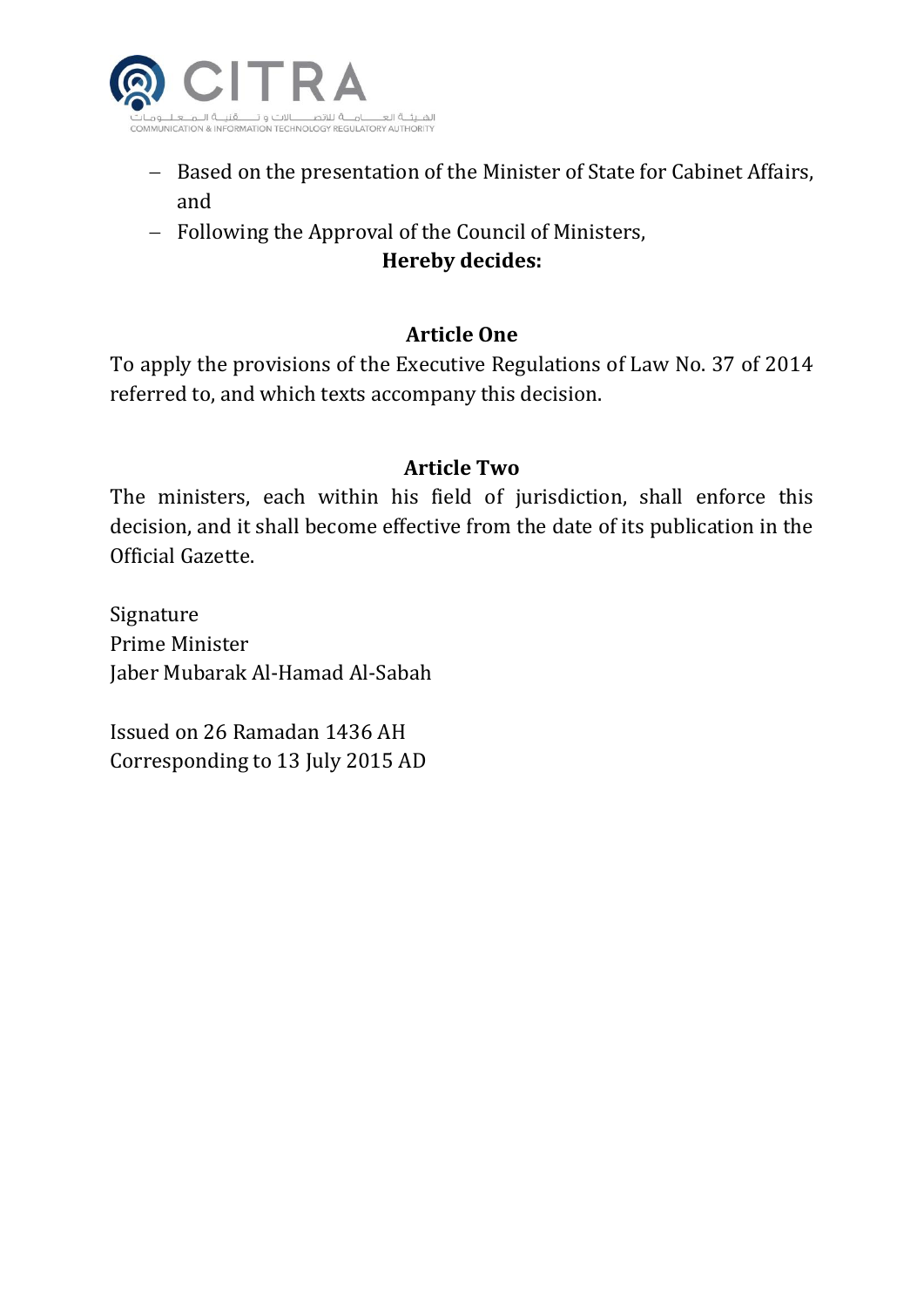- Based on the presentation of the Minister of State for Cabinet Affairs, and
- Following the Approval of the Council of Ministers,

**Hereby decides:**

**Article One**

To apply the provisions of the Executive Regulations of Law No. 37 of 2014 referred to, and which texts accompany this decision.

**Article Two**

The ministers, each within his field of jurisdiction, shall enforce this decision, and it shall become effective from the date of its publication in the Official Gazette.

Signature
Prime Minister
Jaber Mubarak Al-Hamad Al-Sabah

Issued on 26 Ramadan 1436 AH
Corresponding to 13 July 2015 AD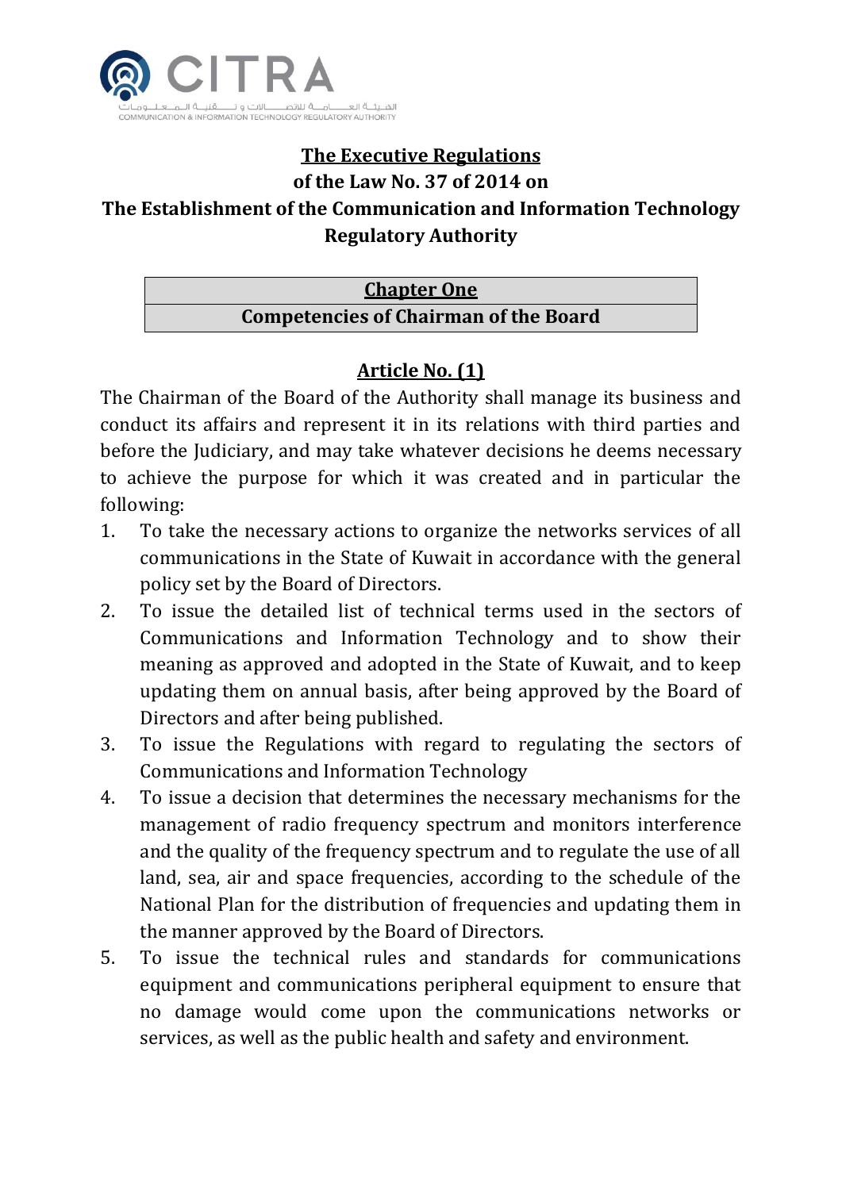# The Executive Regulations
## of the Law No. 37 of 2014 on
## The Establishment of the Communication and Information Technology Regulatory Authority

## Chapter One
## Competencies of Chairman of the Board

### Article No. (1)

The Chairman of the Board of the Authority shall manage its business and conduct its affairs and represent it in its relations with third parties and before the Judiciary, and may take whatever decisions he deems necessary to achieve the purpose for which it was created and in particular the following:

1. To take the necessary actions to organize the networks services of all communications in the State of Kuwait in accordance with the general policy set by the Board of Directors.
2. To issue the detailed list of technical terms used in the sectors of Communications and Information Technology and to show their meaning as approved and adopted in the State of Kuwait, and to keep updating them on annual basis, after being approved by the Board of Directors and after being published.
3. To issue the Regulations with regard to regulating the sectors of Communications and Information Technology
4. To issue a decision that determines the necessary mechanisms for the management of radio frequency spectrum and monitors interference and the quality of the frequency spectrum and to regulate the use of all land, sea, air and space frequencies, according to the schedule of the National Plan for the distribution of frequencies and updating them in the manner approved by the Board of Directors.
5. To issue the technical rules and standards for communications equipment and communications peripheral equipment to ensure that no damage would come upon the communications networks or services, as well as the public health and safety and environment.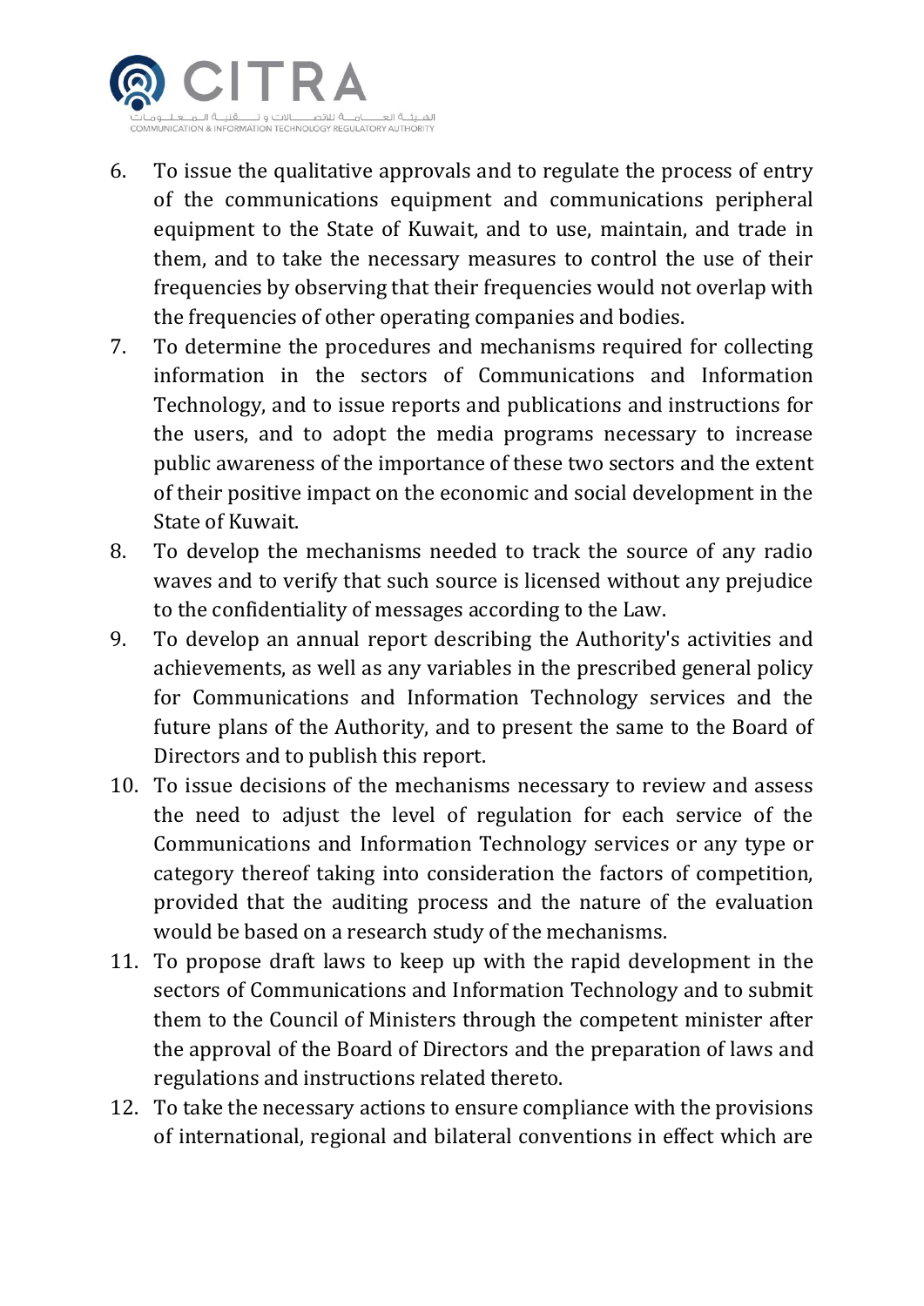6. To issue the qualitative approvals and to regulate the process of entry of the communications equipment and communications peripheral equipment to the State of Kuwait, and to use, maintain, and trade in them, and to take the necessary measures to control the use of their frequencies by observing that their frequencies would not overlap with the frequencies of other operating companies and bodies.
7. To determine the procedures and mechanisms required for collecting information in the sectors of Communications and Information Technology, and to issue reports and publications and instructions for the users, and to adopt the media programs necessary to increase public awareness of the importance of these two sectors and the extent of their positive impact on the economic and social development in the State of Kuwait.
8. To develop the mechanisms needed to track the source of any radio waves and to verify that such source is licensed without any prejudice to the confidentiality of messages according to the Law.
9. To develop an annual report describing the Authority's activities and achievements, as well as any variables in the prescribed general policy for Communications and Information Technology services and the future plans of the Authority, and to present the same to the Board of Directors and to publish this report.
10. To issue decisions of the mechanisms necessary to review and assess the need to adjust the level of regulation for each service of the Communications and Information Technology services or any type or category thereof taking into consideration the factors of competition, provided that the auditing process and the nature of the evaluation would be based on a research study of the mechanisms.
11. To propose draft laws to keep up with the rapid development in the sectors of Communications and Information Technology and to submit them to the Council of Ministers through the competent minister after the approval of the Board of Directors and the preparation of laws and regulations and instructions related thereto.
12. To take the necessary actions to ensure compliance with the provisions of international, regional and bilateral conventions in effect which are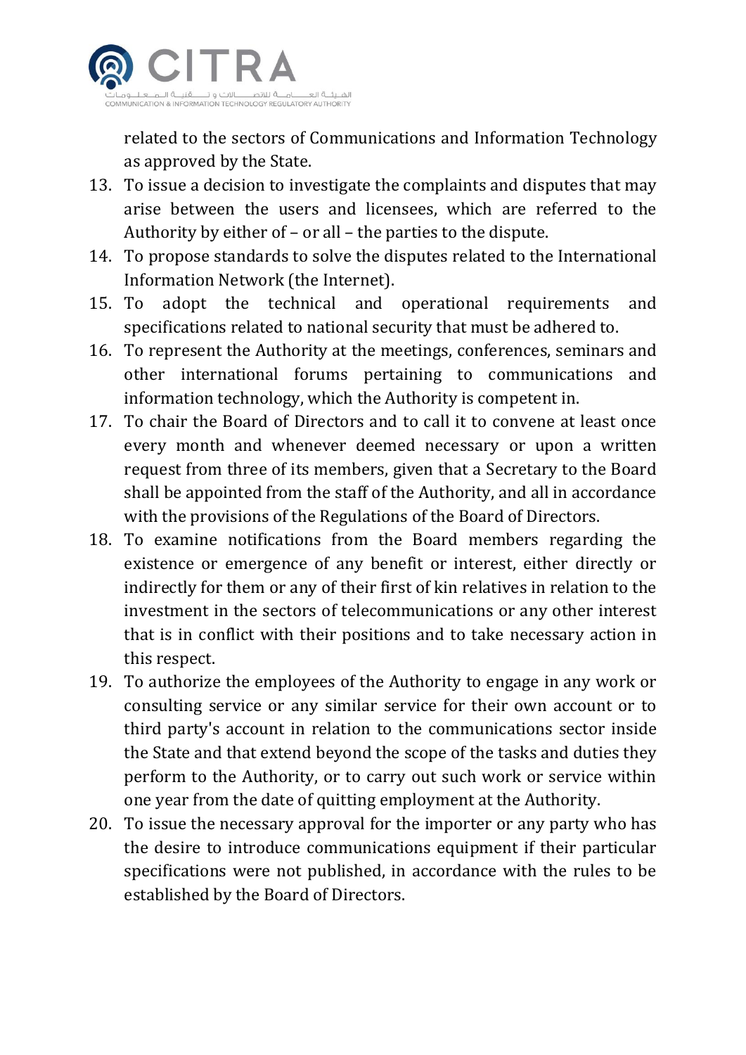related to the sectors of Communications and Information Technology as approved by the State.

13. To issue a decision to investigate the complaints and disputes that may arise between the users and licensees, which are referred to the Authority by either of – or all – the parties to the dispute.
14. To propose standards to solve the disputes related to the International Information Network (the Internet).
15. To adopt the technical and operational requirements and specifications related to national security that must be adhered to.
16. To represent the Authority at the meetings, conferences, seminars and other international forums pertaining to communications and information technology, which the Authority is competent in.
17. To chair the Board of Directors and to call it to convene at least once every month and whenever deemed necessary or upon a written request from three of its members, given that a Secretary to the Board shall be appointed from the staff of the Authority, and all in accordance with the provisions of the Regulations of the Board of Directors.
18. To examine notifications from the Board members regarding the existence or emergence of any benefit or interest, either directly or indirectly for them or any of their first of kin relatives in relation to the investment in the sectors of telecommunications or any other interest that is in conflict with their positions and to take necessary action in this respect.
19. To authorize the employees of the Authority to engage in any work or consulting service or any similar service for their own account or to third party's account in relation to the communications sector inside the State and that extend beyond the scope of the tasks and duties they perform to the Authority, or to carry out such work or service within one year from the date of quitting employment at the Authority.
20. To issue the necessary approval for the importer or any party who has the desire to introduce communications equipment if their particular specifications were not published, in accordance with the rules to be established by the Board of Directors.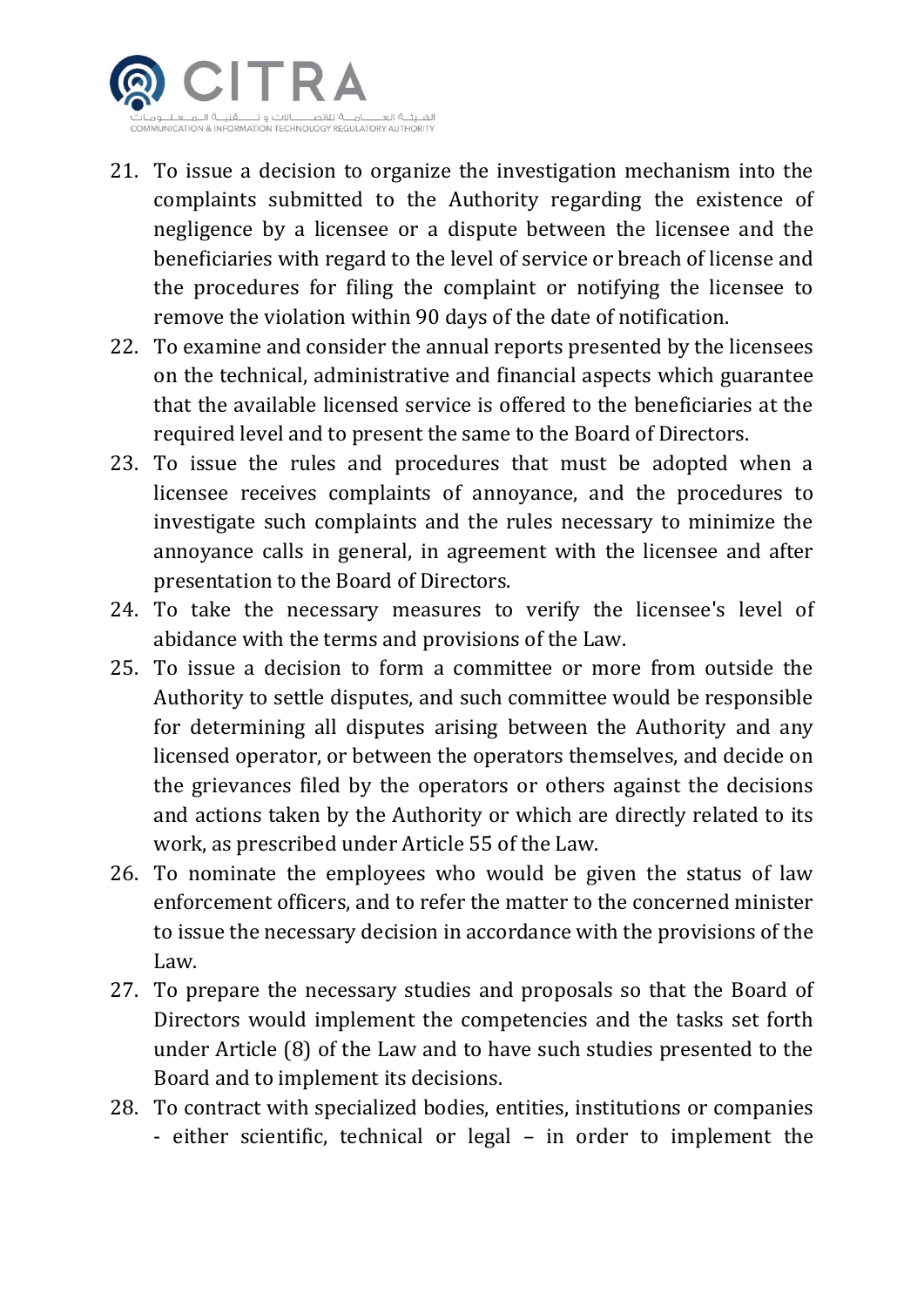21. To issue a decision to organize the investigation mechanism into the complaints submitted to the Authority regarding the existence of negligence by a licensee or a dispute between the licensee and the beneficiaries with regard to the level of service or breach of license and the procedures for filing the complaint or notifying the licensee to remove the violation within 90 days of the date of notification.
22. To examine and consider the annual reports presented by the licensees on the technical, administrative and financial aspects which guarantee that the available licensed service is offered to the beneficiaries at the required level and to present the same to the Board of Directors.
23. To issue the rules and procedures that must be adopted when a licensee receives complaints of annoyance, and the procedures to investigate such complaints and the rules necessary to minimize the annoyance calls in general, in agreement with the licensee and after presentation to the Board of Directors.
24. To take the necessary measures to verify the licensee's level of abidance with the terms and provisions of the Law.
25. To issue a decision to form a committee or more from outside the Authority to settle disputes, and such committee would be responsible for determining all disputes arising between the Authority and any licensed operator, or between the operators themselves, and decide on the grievances filed by the operators or others against the decisions and actions taken by the Authority or which are directly related to its work, as prescribed under Article 55 of the Law.
26. To nominate the employees who would be given the status of law enforcement officers, and to refer the matter to the concerned minister to issue the necessary decision in accordance with the provisions of the Law.
27. To prepare the necessary studies and proposals so that the Board of Directors would implement the competencies and the tasks set forth under Article (8) of the Law and to have such studies presented to the Board and to implement its decisions.
28. To contract with specialized bodies, entities, institutions or companies - either scientific, technical or legal – in order to implement the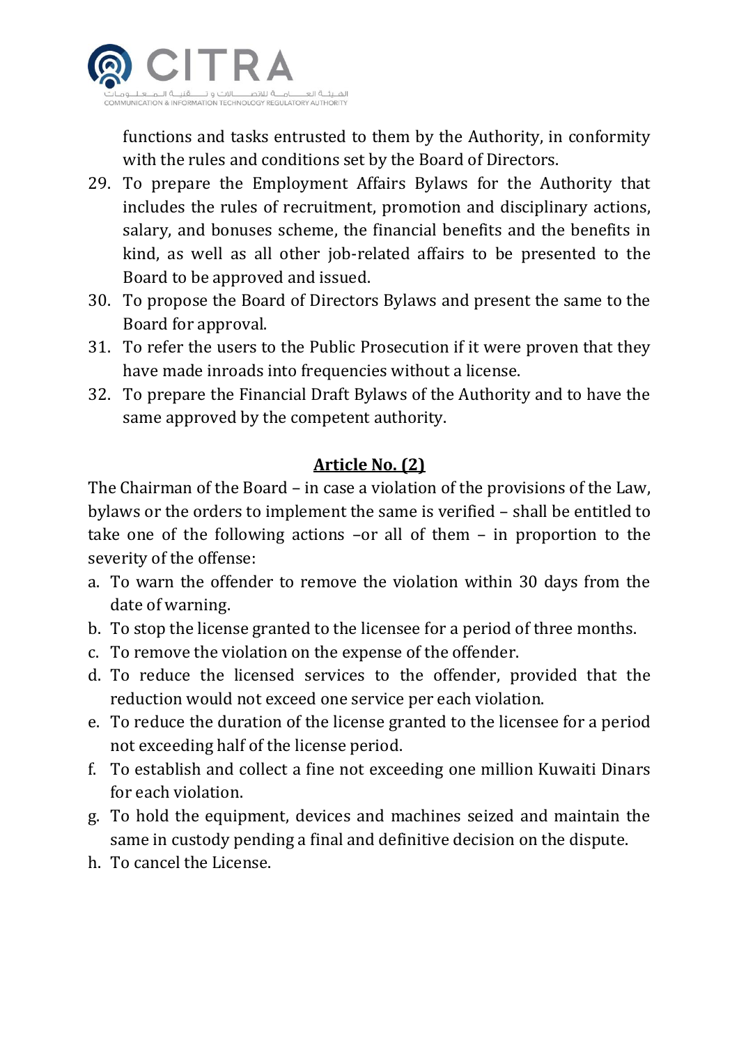functions and tasks entrusted to them by the Authority, in conformity with the rules and conditions set by the Board of Directors.

29. To prepare the Employment Affairs Bylaws for the Authority that includes the rules of recruitment, promotion and disciplinary actions, salary, and bonuses scheme, the financial benefits and the benefits in kind, as well as all other job-related affairs to be presented to the Board to be approved and issued.
30. To propose the Board of Directors Bylaws and present the same to the Board for approval.
31. To refer the users to the Public Prosecution if it were proven that they have made inroads into frequencies without a license.
32. To prepare the Financial Draft Bylaws of the Authority and to have the same approved by the competent authority.

## Article No. (2)

The Chairman of the Board – in case a violation of the provisions of the Law, bylaws or the orders to implement the same is verified – shall be entitled to take one of the following actions –or all of them – in proportion to the severity of the offense:

a. To warn the offender to remove the violation within 30 days from the date of warning.
b. To stop the license granted to the licensee for a period of three months.
c. To remove the violation on the expense of the offender.
d. To reduce the licensed services to the offender, provided that the reduction would not exceed one service per each violation.
e. To reduce the duration of the license granted to the licensee for a period not exceeding half of the license period.
f. To establish and collect a fine not exceeding one million Kuwaiti Dinars for each violation.
g. To hold the equipment, devices and machines seized and maintain the same in custody pending a final and definitive decision on the dispute.
h. To cancel the License.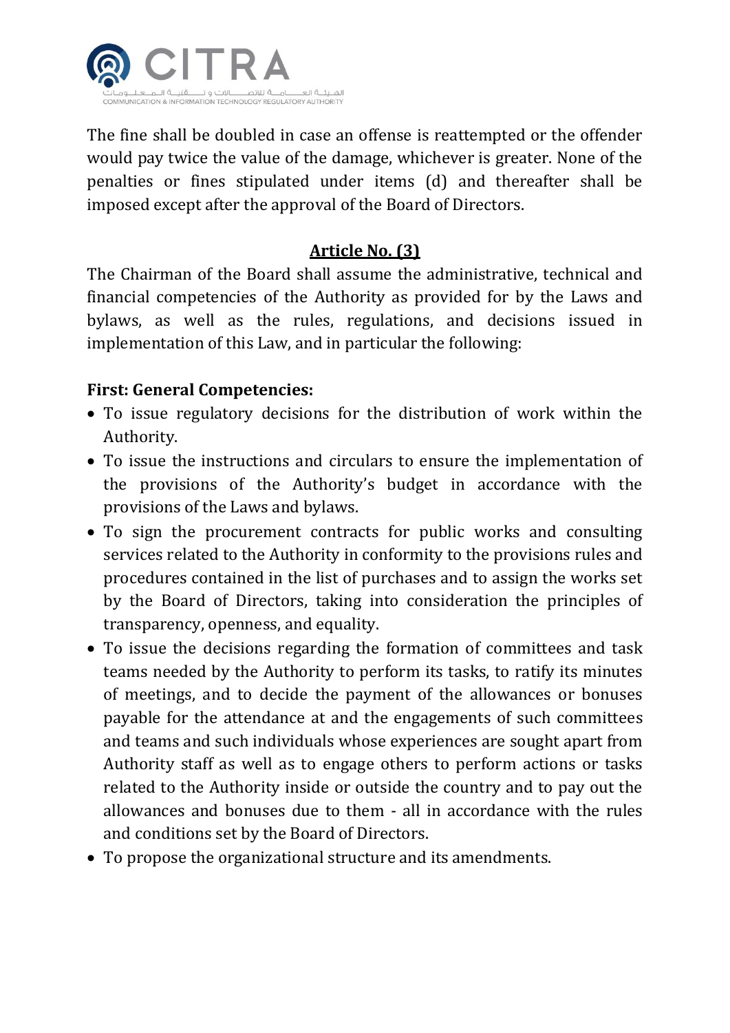The fine shall be doubled in case an offense is reattempted or the offender would pay twice the value of the damage, whichever is greater. None of the penalties or fines stipulated under items (d) and thereafter shall be imposed except after the approval of the Board of Directors.

## Article No. (3)

The Chairman of the Board shall assume the administrative, technical and financial competencies of the Authority as provided for by the Laws and bylaws, as well as the rules, regulations, and decisions issued in implementation of this Law, and in particular the following:

**First: General Competencies:**

- To issue regulatory decisions for the distribution of work within the Authority.
- To issue the instructions and circulars to ensure the implementation of the provisions of the Authority's budget in accordance with the provisions of the Laws and bylaws.
- To sign the procurement contracts for public works and consulting services related to the Authority in conformity to the provisions rules and procedures contained in the list of purchases and to assign the works set by the Board of Directors, taking into consideration the principles of transparency, openness, and equality.
- To issue the decisions regarding the formation of committees and task teams needed by the Authority to perform its tasks, to ratify its minutes of meetings, and to decide the payment of the allowances or bonuses payable for the attendance at and the engagements of such committees and teams and such individuals whose experiences are sought apart from Authority staff as well as to engage others to perform actions or tasks related to the Authority inside or outside the country and to pay out the allowances and bonuses due to them - all in accordance with the rules and conditions set by the Board of Directors.
- To propose the organizational structure and its amendments.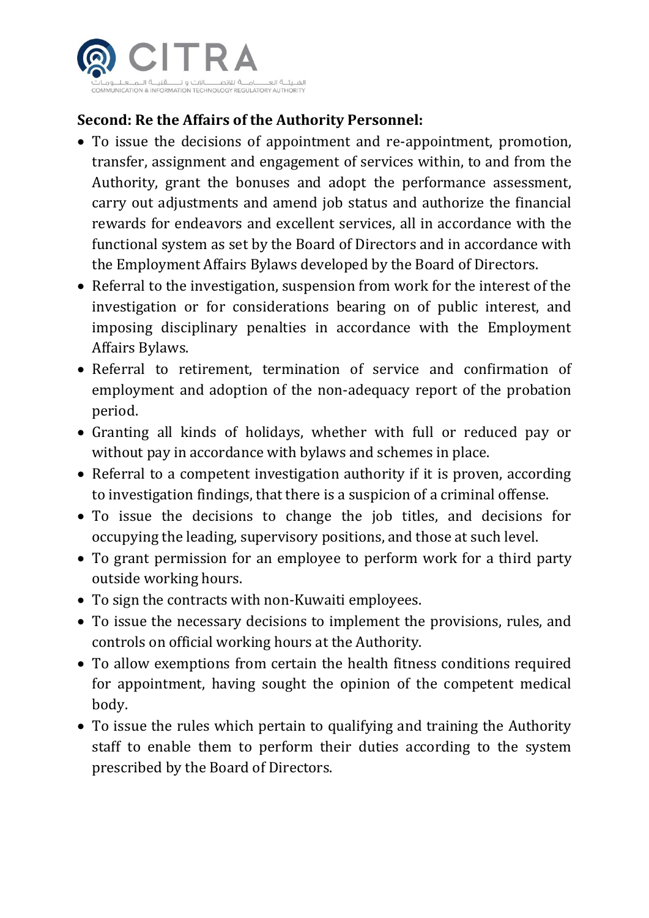**Second: Re the Affairs of the Authority Personnel:**

- To issue the decisions of appointment and re-appointment, promotion, transfer, assignment and engagement of services within, to and from the Authority, grant the bonuses and adopt the performance assessment, carry out adjustments and amend job status and authorize the financial rewards for endeavors and excellent services, all in accordance with the functional system as set by the Board of Directors and in accordance with the Employment Affairs Bylaws developed by the Board of Directors.
- Referral to the investigation, suspension from work for the interest of the investigation or for considerations bearing on of public interest, and imposing disciplinary penalties in accordance with the Employment Affairs Bylaws.
- Referral to retirement, termination of service and confirmation of employment and adoption of the non-adequacy report of the probation period.
- Granting all kinds of holidays, whether with full or reduced pay or without pay in accordance with bylaws and schemes in place.
- Referral to a competent investigation authority if it is proven, according to investigation findings, that there is a suspicion of a criminal offense.
- To issue the decisions to change the job titles, and decisions for occupying the leading, supervisory positions, and those at such level.
- To grant permission for an employee to perform work for a third party outside working hours.
- To sign the contracts with non-Kuwaiti employees.
- To issue the necessary decisions to implement the provisions, rules, and controls on official working hours at the Authority.
- To allow exemptions from certain the health fitness conditions required for appointment, having sought the opinion of the competent medical body.
- To issue the rules which pertain to qualifying and training the Authority staff to enable them to perform their duties according to the system prescribed by the Board of Directors.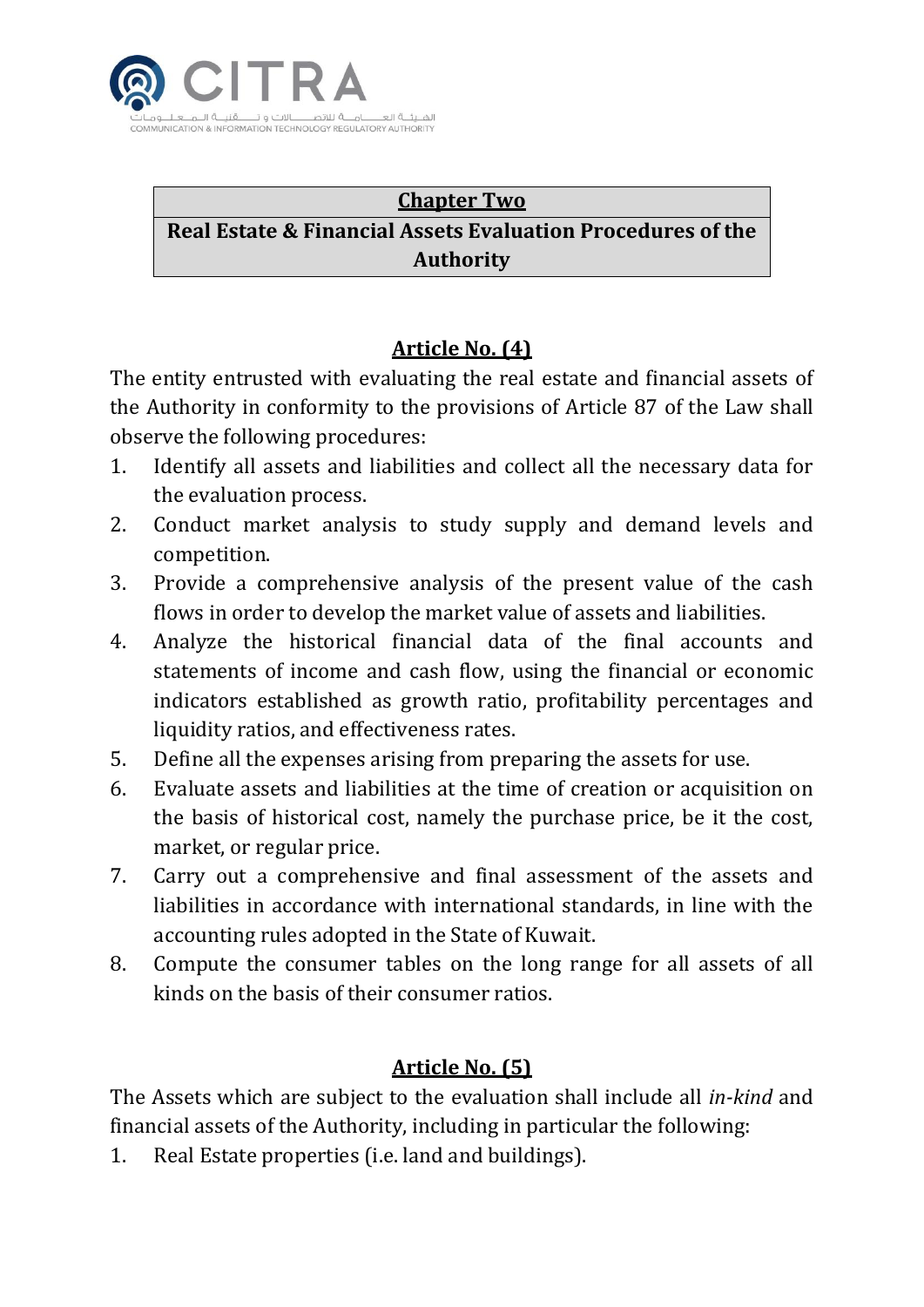## Chapter Two

## Real Estate & Financial Assets Evaluation Procedures of the Authority

### Article No. (4)

The entity entrusted with evaluating the real estate and financial assets of the Authority in conformity to the provisions of Article 87 of the Law shall observe the following procedures:

1. Identify all assets and liabilities and collect all the necessary data for the evaluation process.
2. Conduct market analysis to study supply and demand levels and competition.
3. Provide a comprehensive analysis of the present value of the cash flows in order to develop the market value of assets and liabilities.
4. Analyze the historical financial data of the final accounts and statements of income and cash flow, using the financial or economic indicators established as growth ratio, profitability percentages and liquidity ratios, and effectiveness rates.
5. Define all the expenses arising from preparing the assets for use.
6. Evaluate assets and liabilities at the time of creation or acquisition on the basis of historical cost, namely the purchase price, be it the cost, market, or regular price.
7. Carry out a comprehensive and final assessment of the assets and liabilities in accordance with international standards, in line with the accounting rules adopted in the State of Kuwait.
8. Compute the consumer tables on the long range for all assets of all kinds on the basis of their consumer ratios.

### Article No. (5)

The Assets which are subject to the evaluation shall include all *in-kind* and financial assets of the Authority, including in particular the following:

1. Real Estate properties (i.e. land and buildings).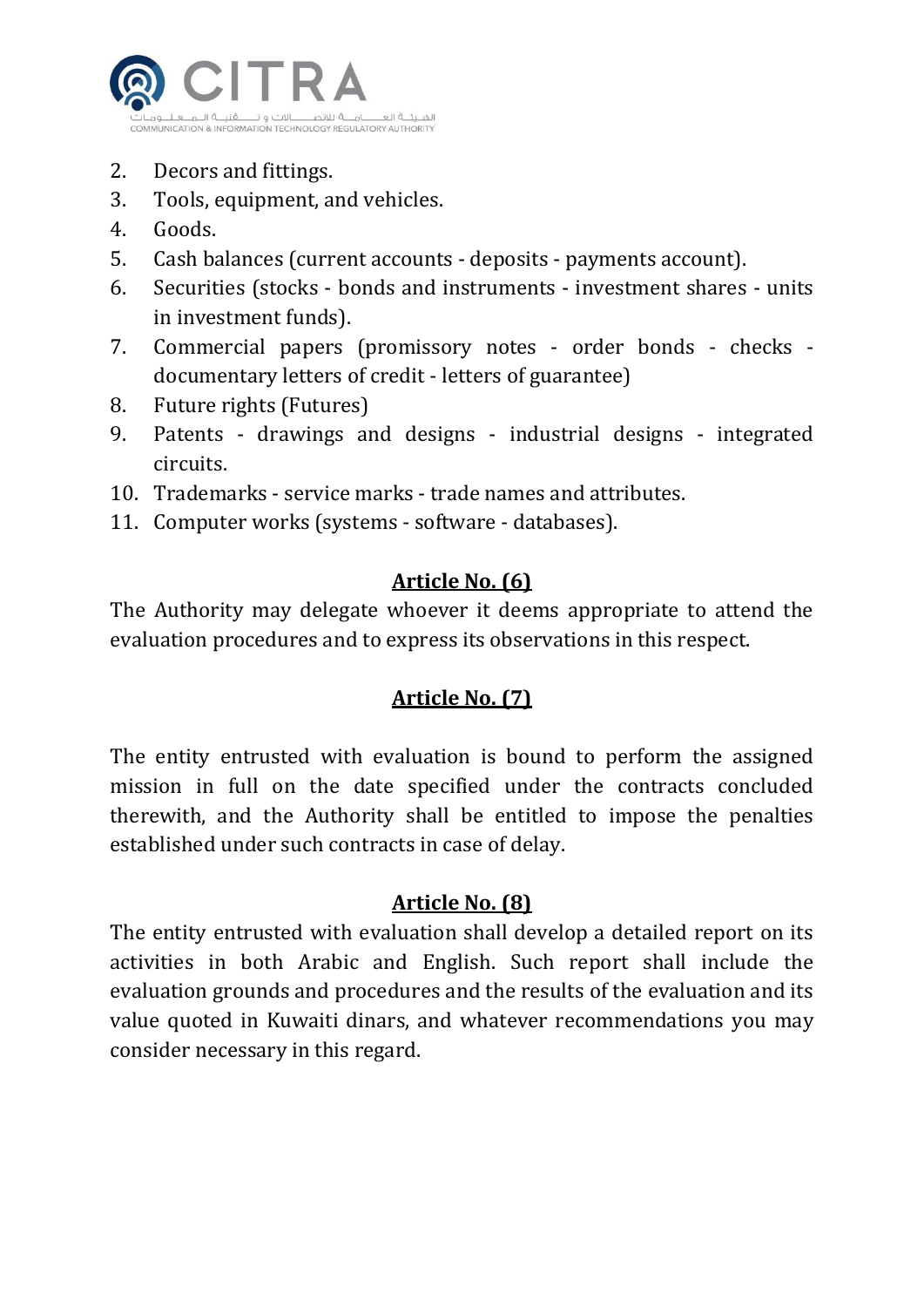2. Decors and fittings.
3. Tools, equipment, and vehicles.
4. Goods.
5. Cash balances (current accounts - deposits - payments account).
6. Securities (stocks - bonds and instruments - investment shares - units in investment funds).
7. Commercial papers (promissory notes - order bonds - checks - documentary letters of credit - letters of guarantee)
8. Future rights (Futures)
9. Patents - drawings and designs - industrial designs - integrated circuits.
10. Trademarks - service marks - trade names and attributes.
11. Computer works (systems - software - databases).

## Article No. (6)

The Authority may delegate whoever it deems appropriate to attend the evaluation procedures and to express its observations in this respect.

## Article No. (7)

The entity entrusted with evaluation is bound to perform the assigned mission in full on the date specified under the contracts concluded therewith, and the Authority shall be entitled to impose the penalties established under such contracts in case of delay.

## Article No. (8)

The entity entrusted with evaluation shall develop a detailed report on its activities in both Arabic and English. Such report shall include the evaluation grounds and procedures and the results of the evaluation and its value quoted in Kuwaiti dinars, and whatever recommendations you may consider necessary in this regard.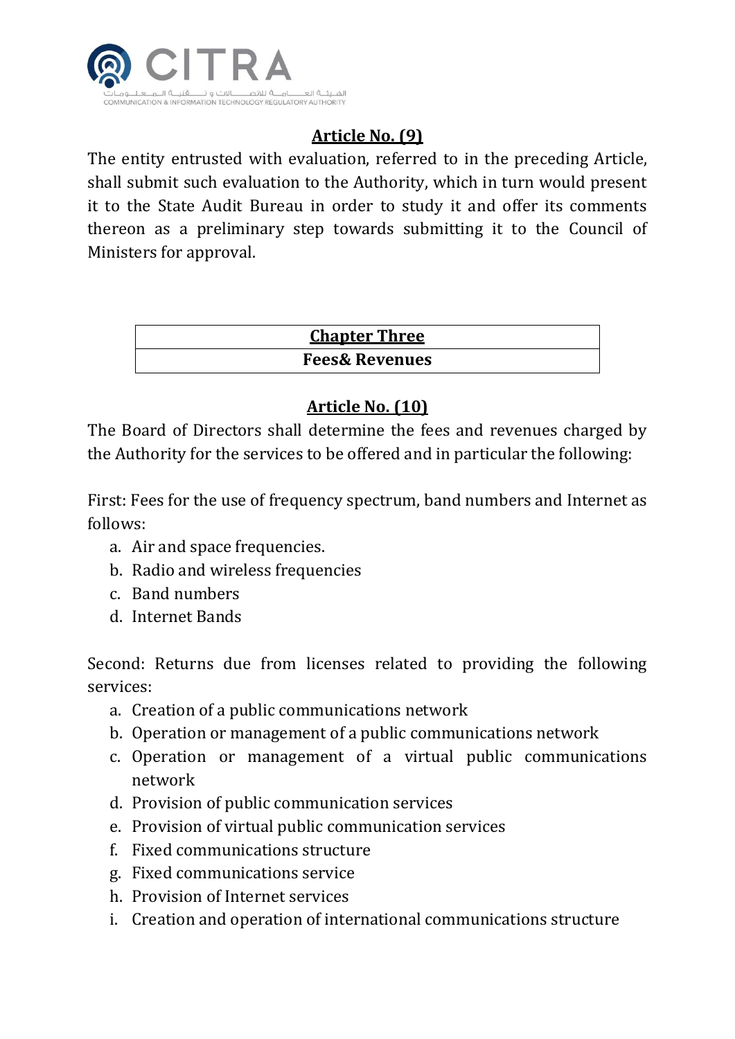## Article No. (9)

The entity entrusted with evaluation, referred to in the preceding Article, shall submit such evaluation to the Authority, which in turn would present it to the State Audit Bureau in order to study it and offer its comments thereon as a preliminary step towards submitting it to the Council of Ministers for approval.

| Chapter Three |
|---|
| **Fees& Revenues** |

## Article No. (10)

The Board of Directors shall determine the fees and revenues charged by the Authority for the services to be offered and in particular the following:

First: Fees for the use of frequency spectrum, band numbers and Internet as follows:

a. Air and space frequencies.
b. Radio and wireless frequencies
c. Band numbers
d. Internet Bands

Second: Returns due from licenses related to providing the following services:

a. Creation of a public communications network
b. Operation or management of a public communications network
c. Operation or management of a virtual public communications network
d. Provision of public communication services
e. Provision of virtual public communication services
f. Fixed communications structure
g. Fixed communications service
h. Provision of Internet services
i. Creation and operation of international communications structure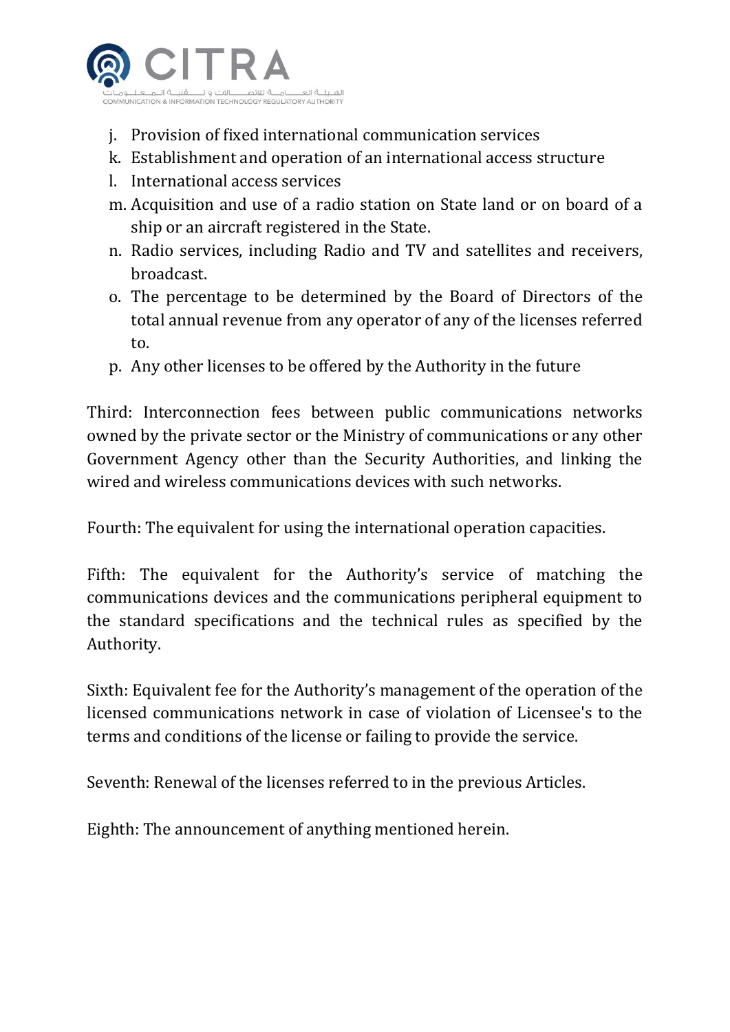j. Provision of fixed international communication services
k. Establishment and operation of an international access structure
l. International access services
m. Acquisition and use of a radio station on State land or on board of a ship or an aircraft registered in the State.
n. Radio services, including Radio and TV and satellites and receivers, broadcast.
o. The percentage to be determined by the Board of Directors of the total annual revenue from any operator of any of the licenses referred to.
p. Any other licenses to be offered by the Authority in the future

Third: Interconnection fees between public communications networks owned by the private sector or the Ministry of communications or any other Government Agency other than the Security Authorities, and linking the wired and wireless communications devices with such networks.

Fourth: The equivalent for using the international operation capacities.

Fifth: The equivalent for the Authority's service of matching the communications devices and the communications peripheral equipment to the standard specifications and the technical rules as specified by the Authority.

Sixth: Equivalent fee for the Authority's management of the operation of the licensed communications network in case of violation of Licensee's to the terms and conditions of the license or failing to provide the service.

Seventh: Renewal of the licenses referred to in the previous Articles.

Eighth: The announcement of anything mentioned herein.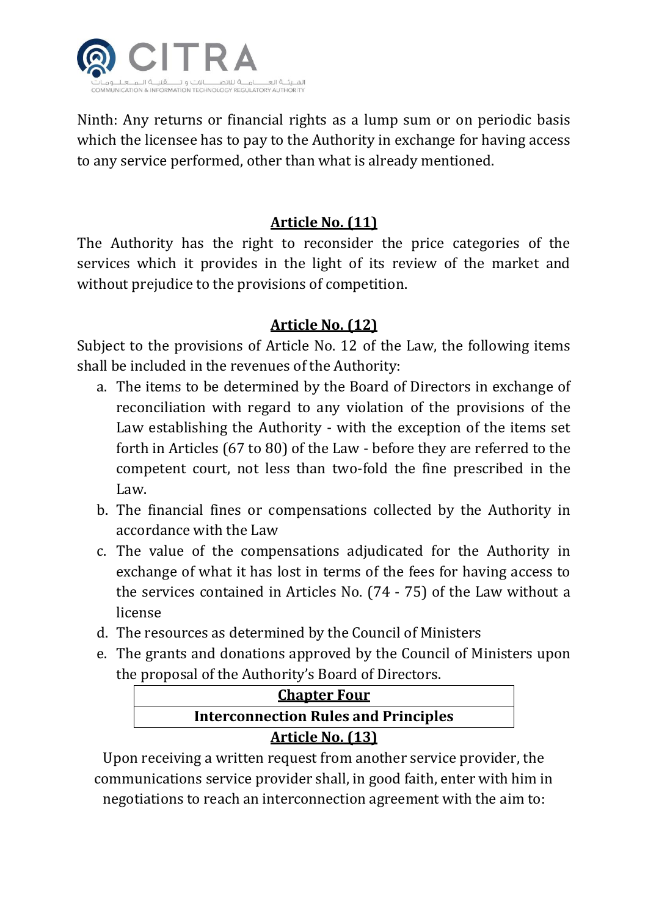Ninth: Any returns or financial rights as a lump sum or on periodic basis which the licensee has to pay to the Authority in exchange for having access to any service performed, other than what is already mentioned.

## Article No. (11)

The Authority has the right to reconsider the price categories of the services which it provides in the light of its review of the market and without prejudice to the provisions of competition.

## Article No. (12)

Subject to the provisions of Article No. 12 of the Law, the following items shall be included in the revenues of the Authority:

a. The items to be determined by the Board of Directors in exchange of reconciliation with regard to any violation of the provisions of the Law establishing the Authority - with the exception of the items set forth in Articles (67 to 80) of the Law - before they are referred to the competent court, not less than two-fold the fine prescribed in the Law.
b. The financial fines or compensations collected by the Authority in accordance with the Law
c. The value of the compensations adjudicated for the Authority in exchange of what it has lost in terms of the fees for having access to the services contained in Articles No. (74 - 75) of the Law without a license
d. The resources as determined by the Council of Ministers
e. The grants and donations approved by the Council of Ministers upon the proposal of the Authority's Board of Directors.

# Chapter Four

# Interconnection Rules and Principles

## Article No. (13)

Upon receiving a written request from another service provider, the communications service provider shall, in good faith, enter with him in negotiations to reach an interconnection agreement with the aim to: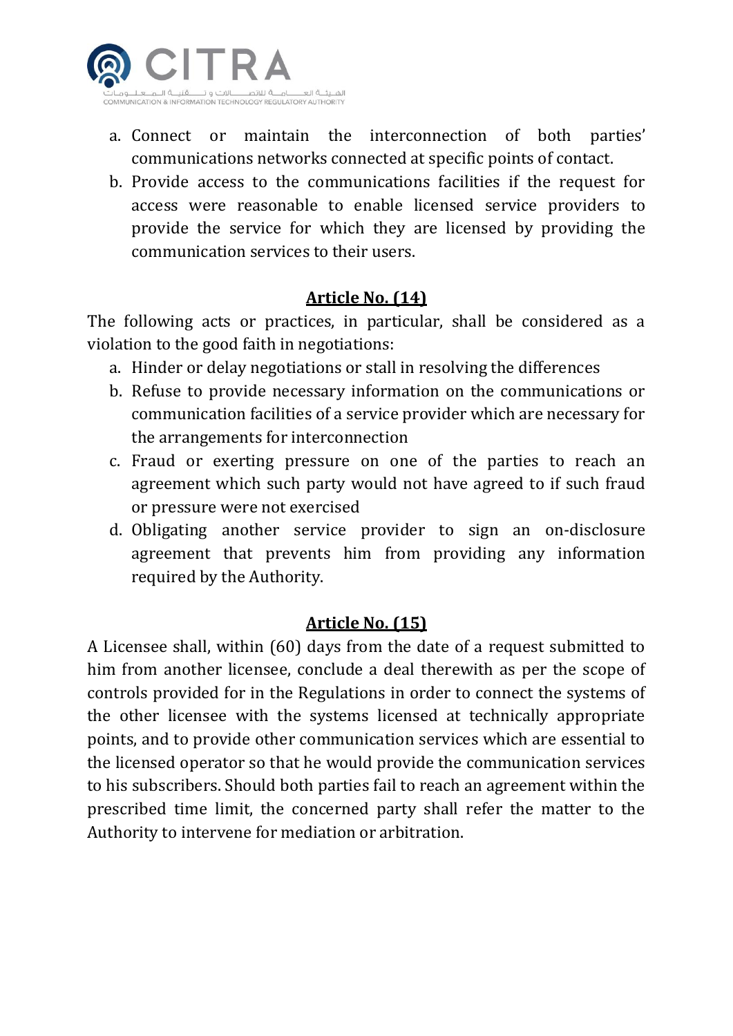a. Connect or maintain the interconnection of both parties' communications networks connected at specific points of contact.
b. Provide access to the communications facilities if the request for access were reasonable to enable licensed service providers to provide the service for which they are licensed by providing the communication services to their users.

## Article No. (14)

The following acts or practices, in particular, shall be considered as a violation to the good faith in negotiations:

a. Hinder or delay negotiations or stall in resolving the differences
b. Refuse to provide necessary information on the communications or communication facilities of a service provider which are necessary for the arrangements for interconnection
c. Fraud or exerting pressure on one of the parties to reach an agreement which such party would not have agreed to if such fraud or pressure were not exercised
d. Obligating another service provider to sign an on-disclosure agreement that prevents him from providing any information required by the Authority.

## Article No. (15)

A Licensee shall, within (60) days from the date of a request submitted to him from another licensee, conclude a deal therewith as per the scope of controls provided for in the Regulations in order to connect the systems of the other licensee with the systems licensed at technically appropriate points, and to provide other communication services which are essential to the licensed operator so that he would provide the communication services to his subscribers. Should both parties fail to reach an agreement within the prescribed time limit, the concerned party shall refer the matter to the Authority to intervene for mediation or arbitration.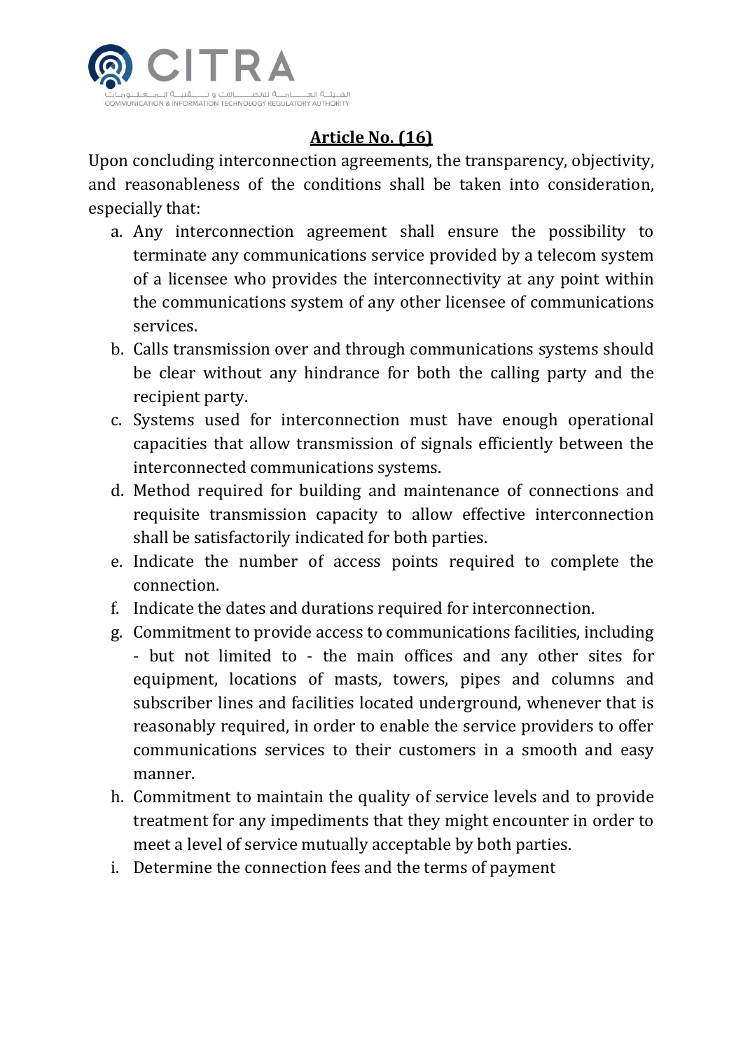## Article No. (16)

Upon concluding interconnection agreements, the transparency, objectivity, and reasonableness of the conditions shall be taken into consideration, especially that:

a. Any interconnection agreement shall ensure the possibility to terminate any communications service provided by a telecom system of a licensee who provides the interconnectivity at any point within the communications system of any other licensee of communications services.
b. Calls transmission over and through communications systems should be clear without any hindrance for both the calling party and the recipient party.
c. Systems used for interconnection must have enough operational capacities that allow transmission of signals efficiently between the interconnected communications systems.
d. Method required for building and maintenance of connections and requisite transmission capacity to allow effective interconnection shall be satisfactorily indicated for both parties.
e. Indicate the number of access points required to complete the connection.
f. Indicate the dates and durations required for interconnection.
g. Commitment to provide access to communications facilities, including - but not limited to - the main offices and any other sites for equipment, locations of masts, towers, pipes and columns and subscriber lines and facilities located underground, whenever that is reasonably required, in order to enable the service providers to offer communications services to their customers in a smooth and easy manner.
h. Commitment to maintain the quality of service levels and to provide treatment for any impediments that they might encounter in order to meet a level of service mutually acceptable by both parties.
i. Determine the connection fees and the terms of payment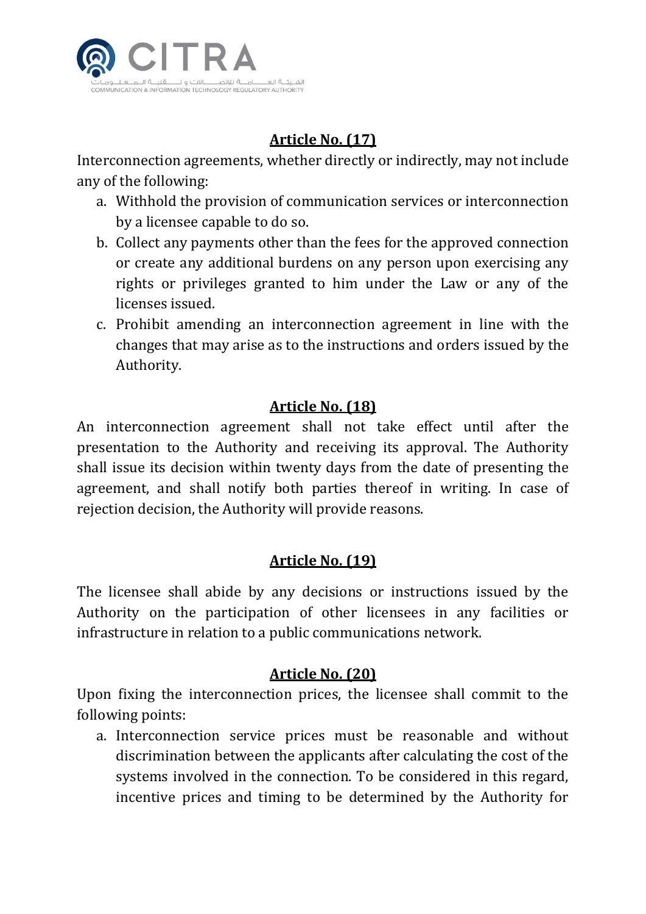## Article No. (17)

Interconnection agreements, whether directly or indirectly, may not include any of the following:

a. Withhold the provision of communication services or interconnection by a licensee capable to do so.
b. Collect any payments other than the fees for the approved connection or create any additional burdens on any person upon exercising any rights or privileges granted to him under the Law or any of the licenses issued.
c. Prohibit amending an interconnection agreement in line with the changes that may arise as to the instructions and orders issued by the Authority.

## Article No. (18)

An interconnection agreement shall not take effect until after the presentation to the Authority and receiving its approval. The Authority shall issue its decision within twenty days from the date of presenting the agreement, and shall notify both parties thereof in writing. In case of rejection decision, the Authority will provide reasons.

## Article No. (19)

The licensee shall abide by any decisions or instructions issued by the Authority on the participation of other licensees in any facilities or infrastructure in relation to a public communications network.

## Article No. (20)

Upon fixing the interconnection prices, the licensee shall commit to the following points:

a. Interconnection service prices must be reasonable and without discrimination between the applicants after calculating the cost of the systems involved in the connection. To be considered in this regard, incentive prices and timing to be determined by the Authority for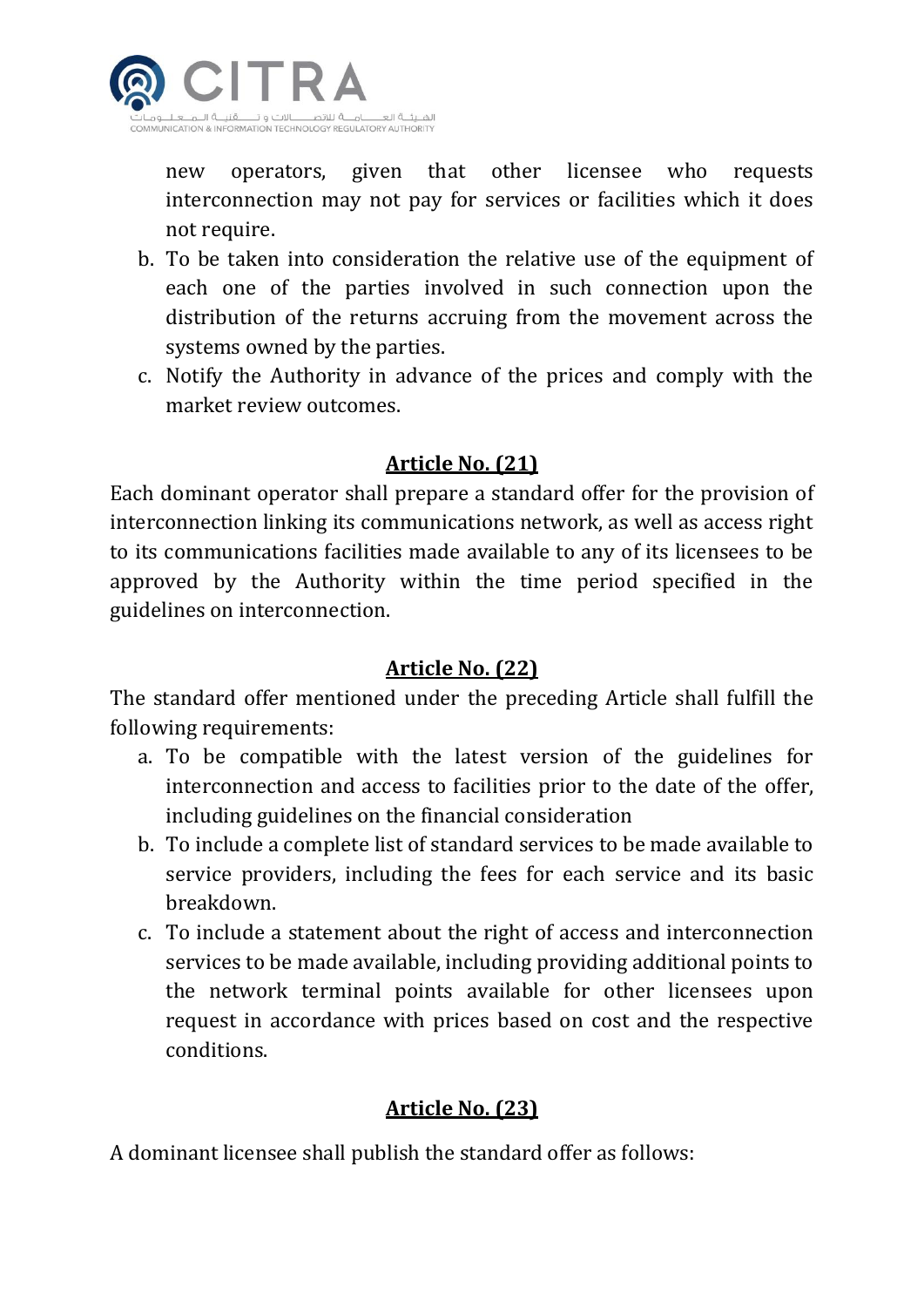new operators, given that other licensee who requests interconnection may not pay for services or facilities which it does not require.

b. To be taken into consideration the relative use of the equipment of each one of the parties involved in such connection upon the distribution of the returns accruing from the movement across the systems owned by the parties.
c. Notify the Authority in advance of the prices and comply with the market review outcomes.

## Article No. (21)

Each dominant operator shall prepare a standard offer for the provision of interconnection linking its communications network, as well as access right to its communications facilities made available to any of its licensees to be approved by the Authority within the time period specified in the guidelines on interconnection.

## Article No. (22)

The standard offer mentioned under the preceding Article shall fulfill the following requirements:

a. To be compatible with the latest version of the guidelines for interconnection and access to facilities prior to the date of the offer, including guidelines on the financial consideration
b. To include a complete list of standard services to be made available to service providers, including the fees for each service and its basic breakdown.
c. To include a statement about the right of access and interconnection services to be made available, including providing additional points to the network terminal points available for other licensees upon request in accordance with prices based on cost and the respective conditions.

## Article No. (23)

A dominant licensee shall publish the standard offer as follows: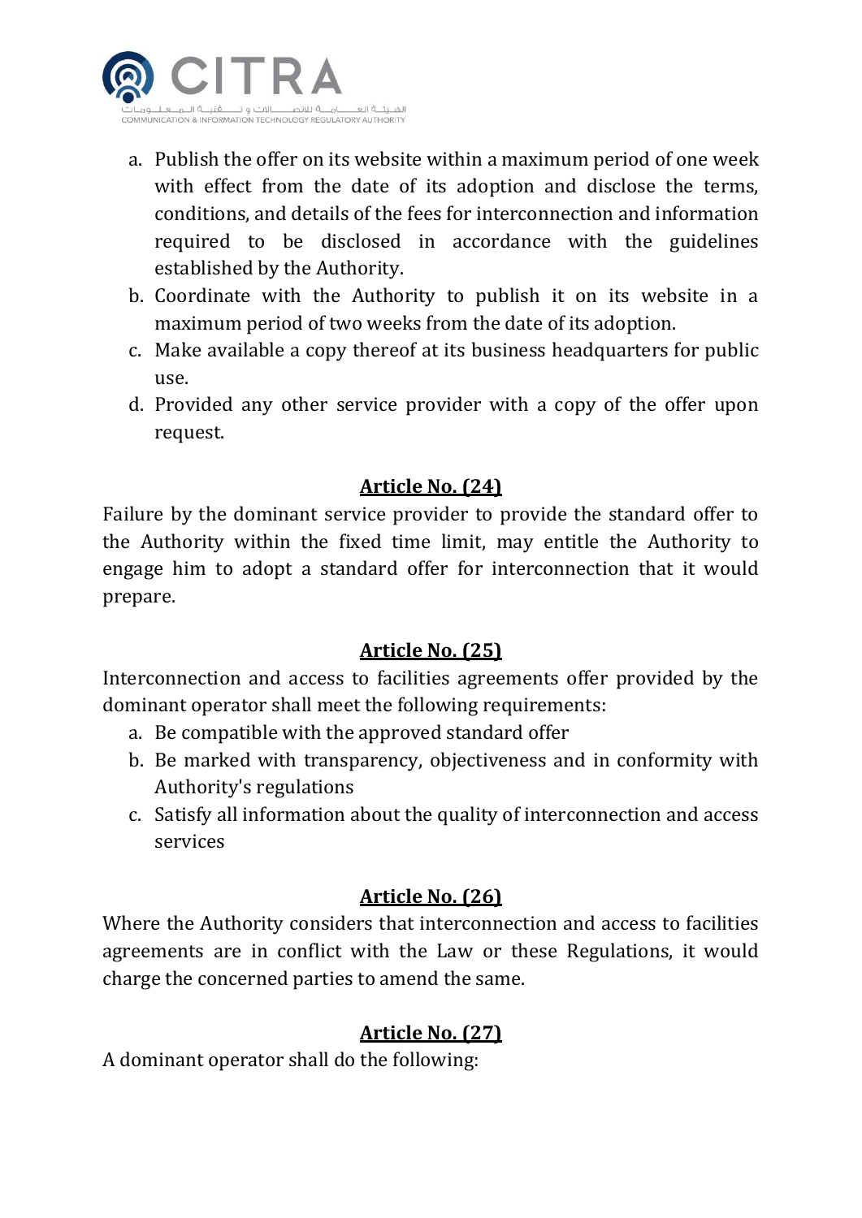a. Publish the offer on its website within a maximum period of one week with effect from the date of its adoption and disclose the terms, conditions, and details of the fees for interconnection and information required to be disclosed in accordance with the guidelines established by the Authority.
b. Coordinate with the Authority to publish it on its website in a maximum period of two weeks from the date of its adoption.
c. Make available a copy thereof at its business headquarters for public use.
d. Provided any other service provider with a copy of the offer upon request.

## Article No. (24)

Failure by the dominant service provider to provide the standard offer to the Authority within the fixed time limit, may entitle the Authority to engage him to adopt a standard offer for interconnection that it would prepare.

## Article No. (25)

Interconnection and access to facilities agreements offer provided by the dominant operator shall meet the following requirements:

a. Be compatible with the approved standard offer
b. Be marked with transparency, objectiveness and in conformity with Authority's regulations
c. Satisfy all information about the quality of interconnection and access services

## Article No. (26)

Where the Authority considers that interconnection and access to facilities agreements are in conflict with the Law or these Regulations, it would charge the concerned parties to amend the same.

## Article No. (27)

A dominant operator shall do the following: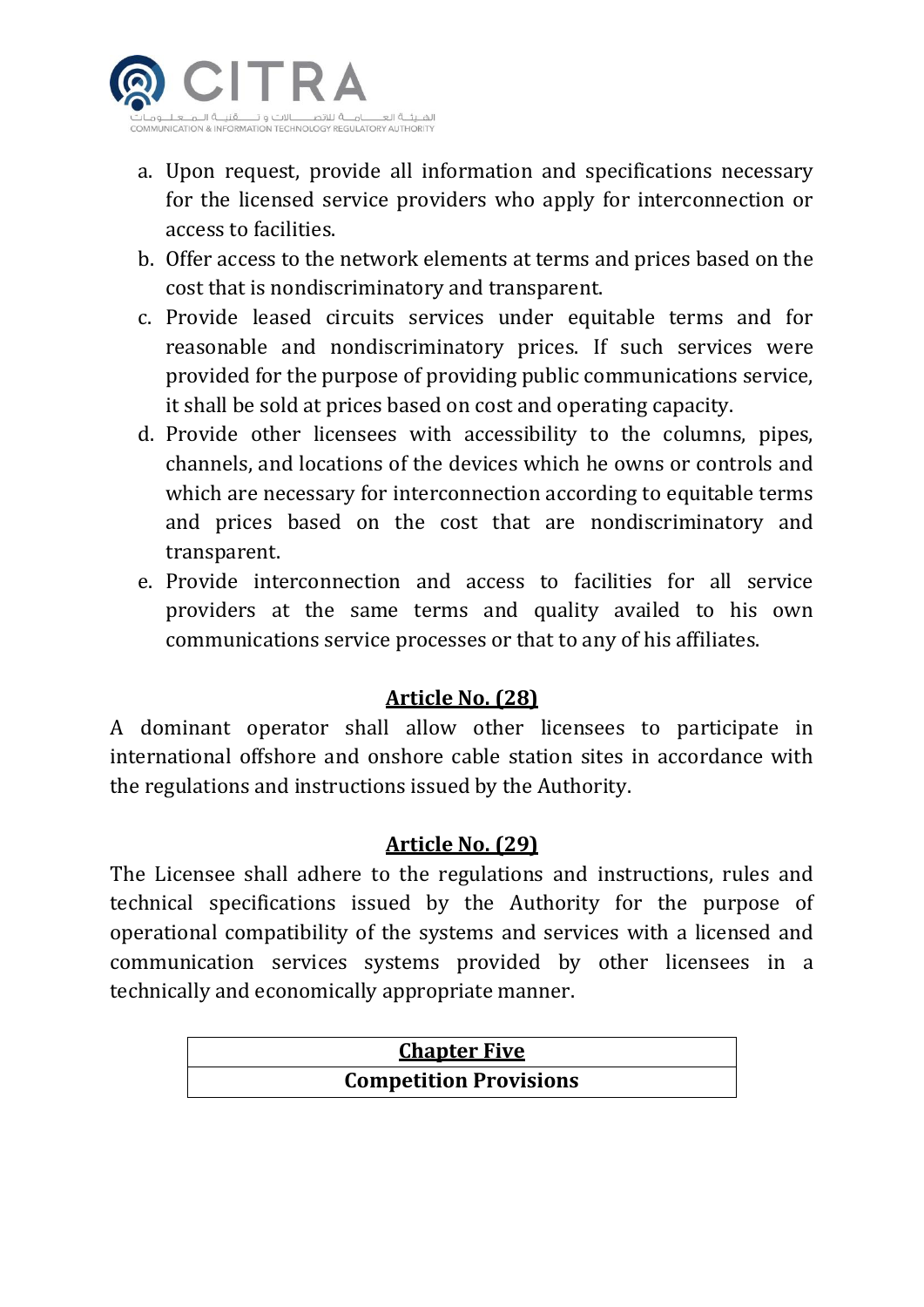a. Upon request, provide all information and specifications necessary for the licensed service providers who apply for interconnection or access to facilities.
b. Offer access to the network elements at terms and prices based on the cost that is nondiscriminatory and transparent.
c. Provide leased circuits services under equitable terms and for reasonable and nondiscriminatory prices. If such services were provided for the purpose of providing public communications service, it shall be sold at prices based on cost and operating capacity.
d. Provide other licensees with accessibility to the columns, pipes, channels, and locations of the devices which he owns or controls and which are necessary for interconnection according to equitable terms and prices based on the cost that are nondiscriminatory and transparent.
e. Provide interconnection and access to facilities for all service providers at the same terms and quality availed to his own communications service processes or that to any of his affiliates.

## Article No. (28)

A dominant operator shall allow other licensees to participate in international offshore and onshore cable station sites in accordance with the regulations and instructions issued by the Authority.

## Article No. (29)

The Licensee shall adhere to the regulations and instructions, rules and technical specifications issued by the Authority for the purpose of operational compatibility of the systems and services with a licensed and communication services systems provided by other licensees in a technically and economically appropriate manner.

# Chapter Five

## Competition Provisions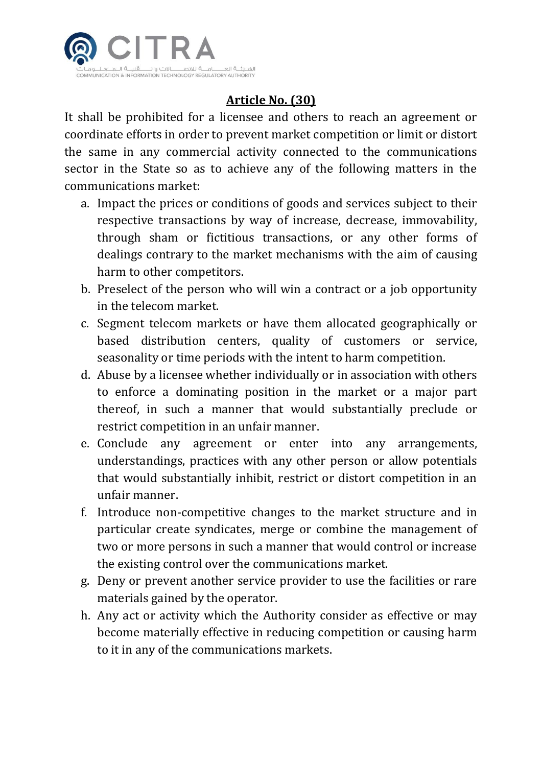## Article No. (30)

It shall be prohibited for a licensee and others to reach an agreement or coordinate efforts in order to prevent market competition or limit or distort the same in any commercial activity connected to the communications sector in the State so as to achieve any of the following matters in the communications market:

a. Impact the prices or conditions of goods and services subject to their respective transactions by way of increase, decrease, immovability, through sham or fictitious transactions, or any other forms of dealings contrary to the market mechanisms with the aim of causing harm to other competitors.

b. Preselect of the person who will win a contract or a job opportunity in the telecom market.

c. Segment telecom markets or have them allocated geographically or based distribution centers, quality of customers or service, seasonality or time periods with the intent to harm competition.

d. Abuse by a licensee whether individually or in association with others to enforce a dominating position in the market or a major part thereof, in such a manner that would substantially preclude or restrict competition in an unfair manner.

e. Conclude any agreement or enter into any arrangements, understandings, practices with any other person or allow potentials that would substantially inhibit, restrict or distort competition in an unfair manner.

f. Introduce non-competitive changes to the market structure and in particular create syndicates, merge or combine the management of two or more persons in such a manner that would control or increase the existing control over the communications market.

g. Deny or prevent another service provider to use the facilities or rare materials gained by the operator.

h. Any act or activity which the Authority consider as effective or may become materially effective in reducing competition or causing harm to it in any of the communications markets.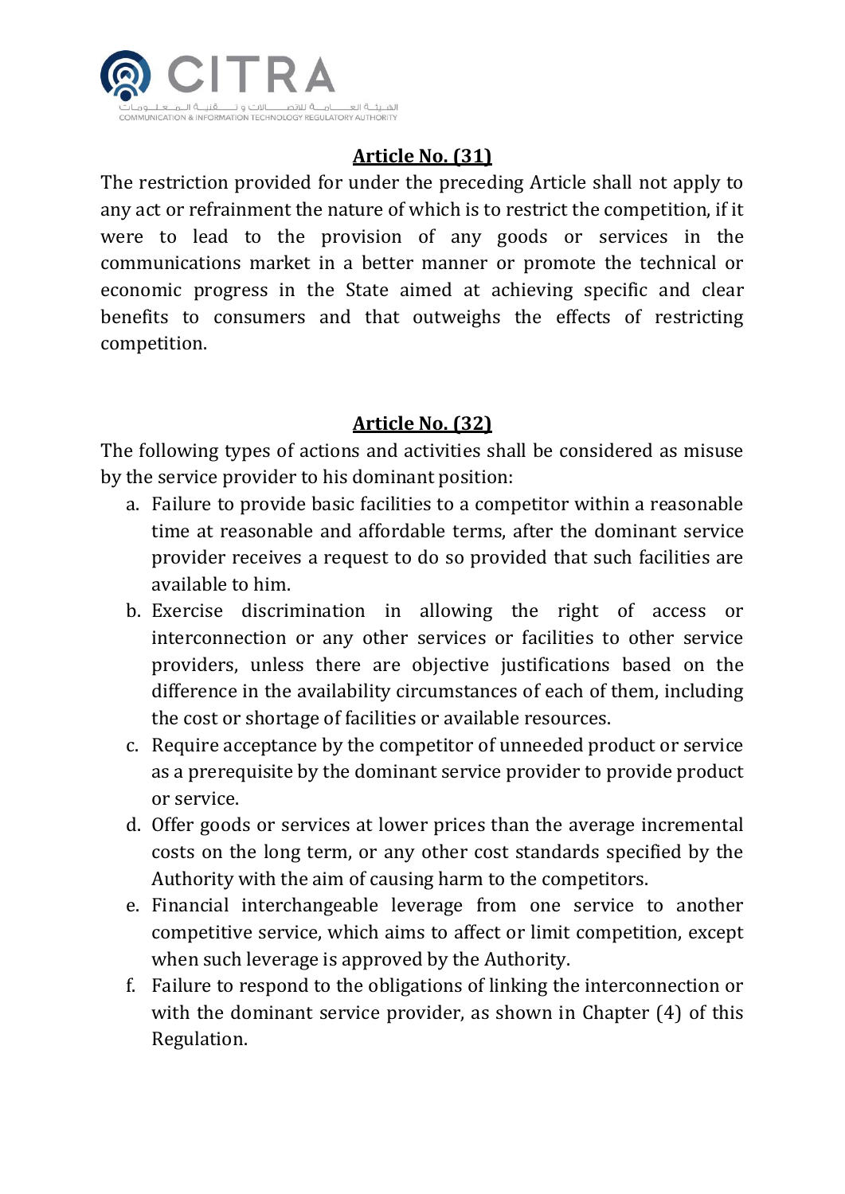## Article No. (31)

The restriction provided for under the preceding Article shall not apply to any act or refrainment the nature of which is to restrict the competition, if it were to lead to the provision of any goods or services in the communications market in a better manner or promote the technical or economic progress in the State aimed at achieving specific and clear benefits to consumers and that outweighs the effects of restricting competition.

## Article No. (32)

The following types of actions and activities shall be considered as misuse by the service provider to his dominant position:

a. Failure to provide basic facilities to a competitor within a reasonable time at reasonable and affordable terms, after the dominant service provider receives a request to do so provided that such facilities are available to him.
b. Exercise discrimination in allowing the right of access or interconnection or any other services or facilities to other service providers, unless there are objective justifications based on the difference in the availability circumstances of each of them, including the cost or shortage of facilities or available resources.
c. Require acceptance by the competitor of unneeded product or service as a prerequisite by the dominant service provider to provide product or service.
d. Offer goods or services at lower prices than the average incremental costs on the long term, or any other cost standards specified by the Authority with the aim of causing harm to the competitors.
e. Financial interchangeable leverage from one service to another competitive service, which aims to affect or limit competition, except when such leverage is approved by the Authority.
f. Failure to respond to the obligations of linking the interconnection or with the dominant service provider, as shown in Chapter (4) of this Regulation.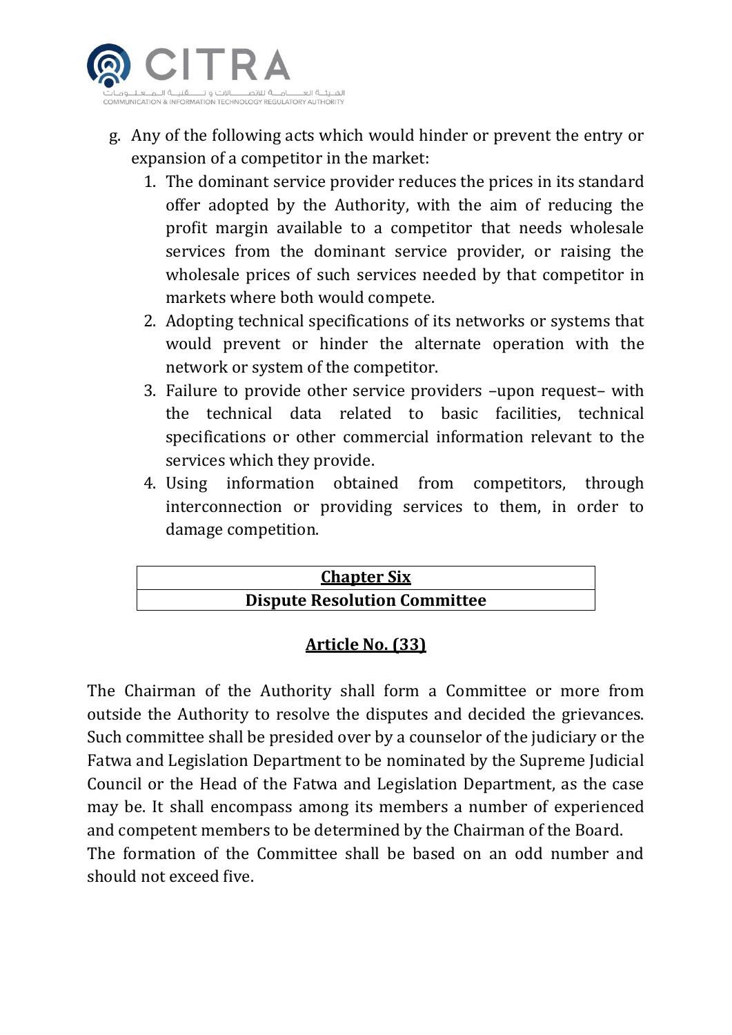g. Any of the following acts which would hinder or prevent the entry or expansion of a competitor in the market:
   1. The dominant service provider reduces the prices in its standard offer adopted by the Authority, with the aim of reducing the profit margin available to a competitor that needs wholesale services from the dominant service provider, or raising the wholesale prices of such services needed by that competitor in markets where both would compete.
   2. Adopting technical specifications of its networks or systems that would prevent or hinder the alternate operation with the network or system of the competitor.
   3. Failure to provide other service providers –upon request– with the technical data related to basic facilities, technical specifications or other commercial information relevant to the services which they provide.
   4. Using information obtained from competitors, through interconnection or providing services to them, in order to damage competition.

## Chapter Six
## Dispute Resolution Committee

### Article No. (33)

The Chairman of the Authority shall form a Committee or more from outside the Authority to resolve the disputes and decided the grievances. Such committee shall be presided over by a counselor of the judiciary or the Fatwa and Legislation Department to be nominated by the Supreme Judicial Council or the Head of the Fatwa and Legislation Department, as the case may be. It shall encompass among its members a number of experienced and competent members to be determined by the Chairman of the Board.

The formation of the Committee shall be based on an odd number and should not exceed five.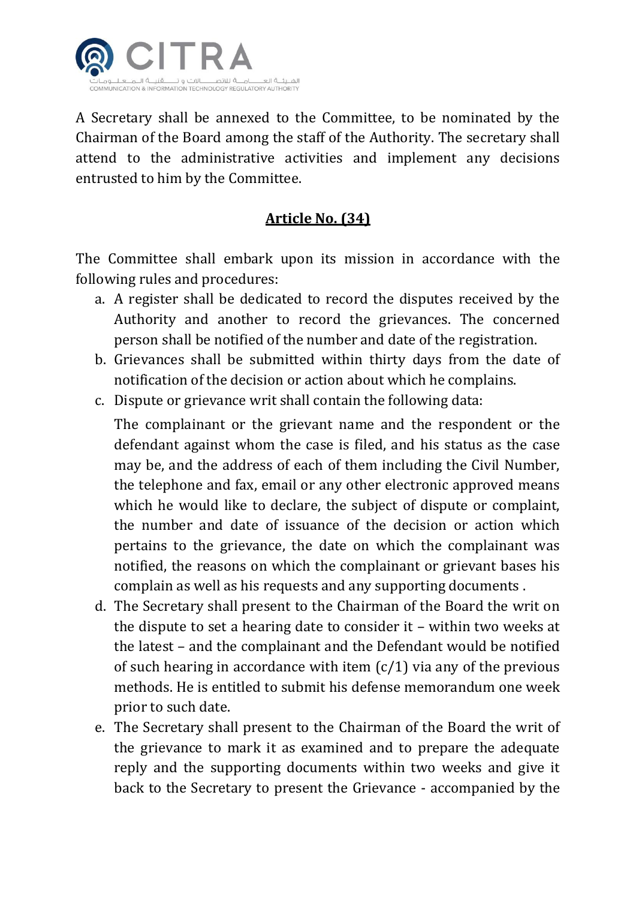A Secretary shall be annexed to the Committee, to be nominated by the Chairman of the Board among the staff of the Authority. The secretary shall attend to the administrative activities and implement any decisions entrusted to him by the Committee.

**Article No. (34)**

The Committee shall embark upon its mission in accordance with the following rules and procedures:

a. A register shall be dedicated to record the disputes received by the Authority and another to record the grievances. The concerned person shall be notified of the number and date of the registration.
b. Grievances shall be submitted within thirty days from the date of notification of the decision or action about which he complains.
c. Dispute or grievance writ shall contain the following data:

   The complainant or the grievant name and the respondent or the defendant against whom the case is filed, and his status as the case may be, and the address of each of them including the Civil Number, the telephone and fax, email or any other electronic approved means which he would like to declare, the subject of dispute or complaint, the number and date of issuance of the decision or action which pertains to the grievance, the date on which the complainant was notified, the reasons on which the complainant or grievant bases his complain as well as his requests and any supporting documents .
d. The Secretary shall present to the Chairman of the Board the writ on the dispute to set a hearing date to consider it – within two weeks at the latest – and the complainant and the Defendant would be notified of such hearing in accordance with item (c/1) via any of the previous methods. He is entitled to submit his defense memorandum one week prior to such date.
e. The Secretary shall present to the Chairman of the Board the writ of the grievance to mark it as examined and to prepare the adequate reply and the supporting documents within two weeks and give it back to the Secretary to present the Grievance - accompanied by the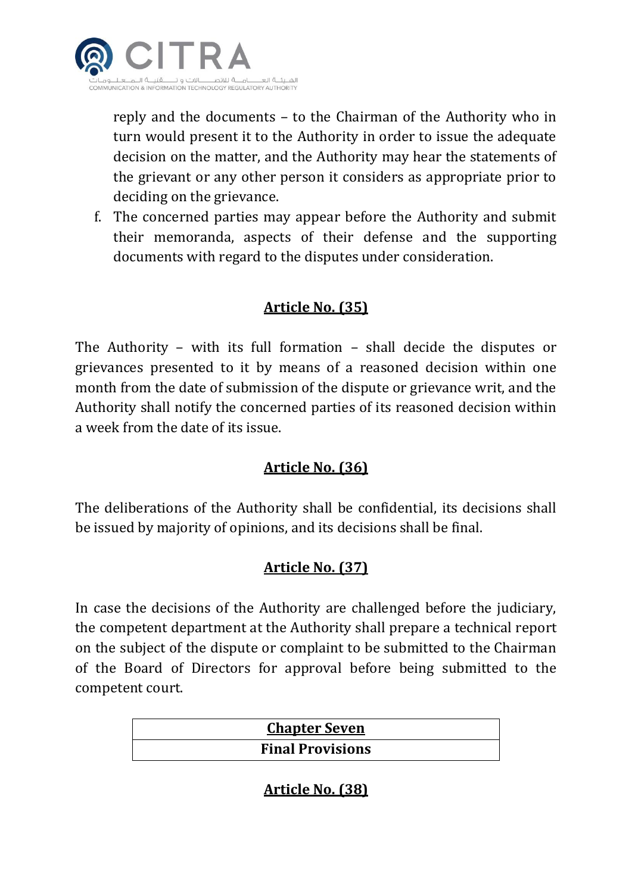reply and the documents – to the Chairman of the Authority who in turn would present it to the Authority in order to issue the adequate decision on the matter, and the Authority may hear the statements of the grievant or any other person it considers as appropriate prior to deciding on the grievance.

f. The concerned parties may appear before the Authority and submit their memoranda, aspects of their defense and the supporting documents with regard to the disputes under consideration.

## Article No. (35)

The Authority – with its full formation – shall decide the disputes or grievances presented to it by means of a reasoned decision within one month from the date of submission of the dispute or grievance writ, and the Authority shall notify the concerned parties of its reasoned decision within a week from the date of its issue.

## Article No. (36)

The deliberations of the Authority shall be confidential, its decisions shall be issued by majority of opinions, and its decisions shall be final.

## Article No. (37)

In case the decisions of the Authority are challenged before the judiciary, the competent department at the Authority shall prepare a technical report on the subject of the dispute or complaint to be submitted to the Chairman of the Board of Directors for approval before being submitted to the competent court.

# Chapter Seven

# Final Provisions

## Article No. (38)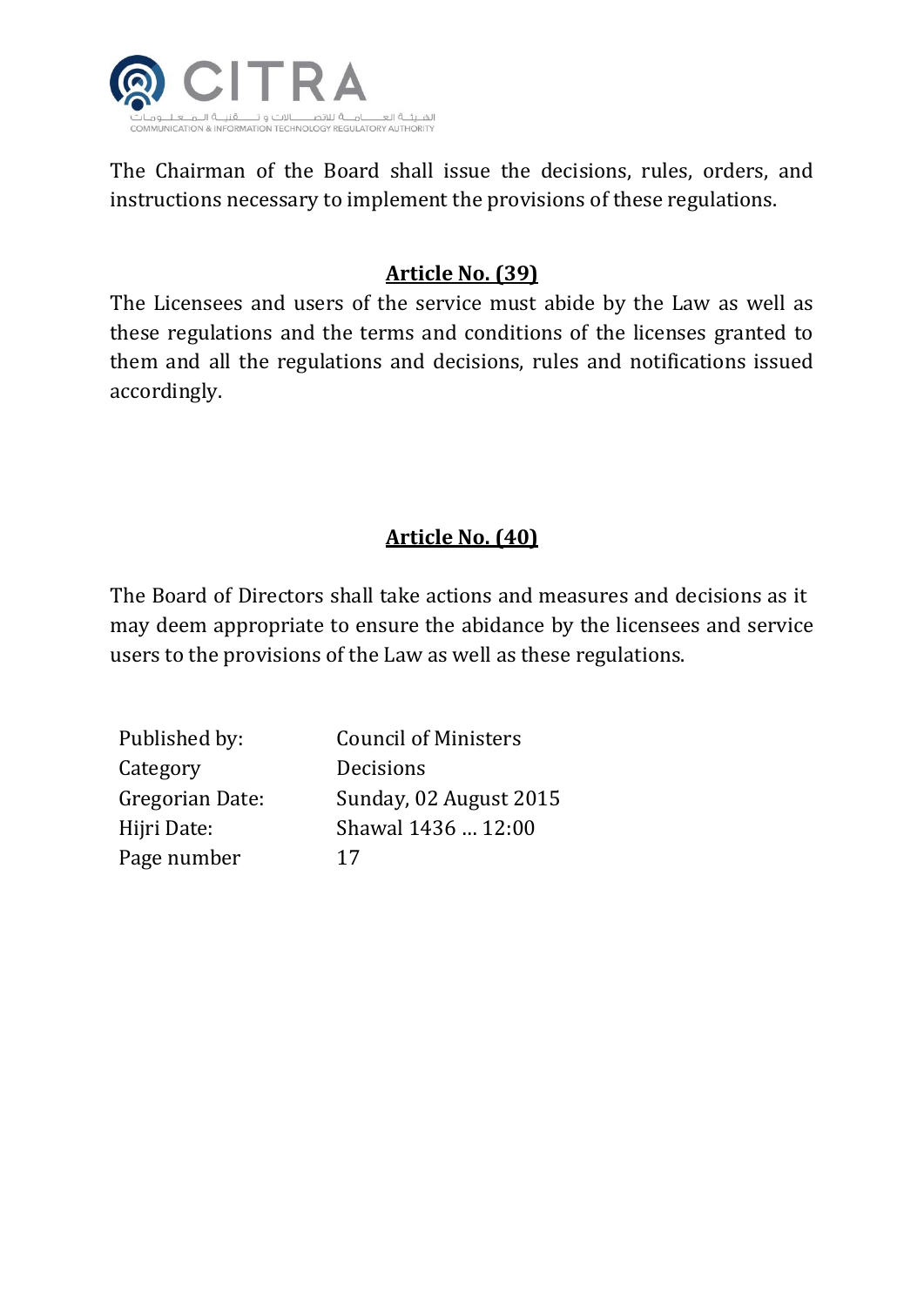The Chairman of the Board shall issue the decisions, rules, orders, and instructions necessary to implement the provisions of these regulations.

## Article No. (39)

The Licensees and users of the service must abide by the Law as well as these regulations and the terms and conditions of the licenses granted to them and all the regulations and decisions, rules and notifications issued accordingly.

## Article No. (40)

The Board of Directors shall take actions and measures and decisions as it may deem appropriate to ensure the abidance by the licensees and service users to the provisions of the Law as well as these regulations.

| | |
|---|---|
| Published by: | Council of Ministers |
| Category | Decisions |
| Gregorian Date: | Sunday, 02 August 2015 |
| Hijri Date: | Shawal 1436 ... 12:00 |
| Page number | 17 |